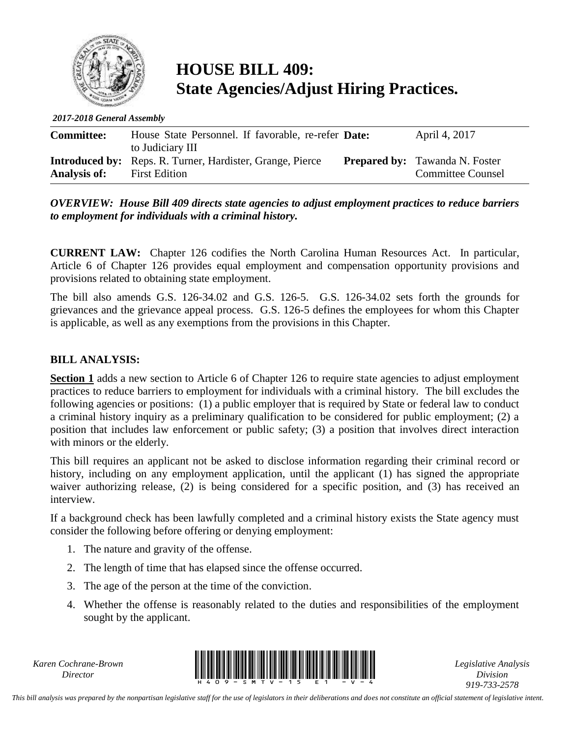# HOUSE BILL 409: State Agencies/Adjust Hiring Practices.

*2017-2018 General Assembly*

| | | | |
|---|---|---|---|
| **Committee:** | House State Personnel. If favorable, re-refer to Judiciary III | **Date:** | April 4, 2017 |
| **Introduced by:** | Reps. R. Turner, Hardister, Grange, Pierce | **Prepared by:** | Tawanda N. Foster Committee Counsel |
| **Analysis of:** | First Edition | | |

***OVERVIEW: House Bill 409 directs state agencies to adjust employment practices to reduce barriers to employment for individuals with a criminal history.***

**CURRENT LAW:** Chapter 126 codifies the North Carolina Human Resources Act. In particular, Article 6 of Chapter 126 provides equal employment and compensation opportunity provisions and provisions related to obtaining state employment.

The bill also amends G.S. 126-34.02 and G.S. 126-5. G.S. 126-34.02 sets forth the grounds for grievances and the grievance appeal process. G.S. 126-5 defines the employees for whom this Chapter is applicable, as well as any exemptions from the provisions in this Chapter.

**BILL ANALYSIS:**

**Section 1** adds a new section to Article 6 of Chapter 126 to require state agencies to adjust employment practices to reduce barriers to employment for individuals with a criminal history. The bill excludes the following agencies or positions: (1) a public employer that is required by State or federal law to conduct a criminal history inquiry as a preliminary qualification to be considered for public employment; (2) a position that includes law enforcement or public safety; (3) a position that involves direct interaction with minors or the elderly.

This bill requires an applicant not be asked to disclose information regarding their criminal record or history, including on any employment application, until the applicant (1) has signed the appropriate waiver authorizing release, (2) is being considered for a specific position, and (3) has received an interview.

If a background check has been lawfully completed and a criminal history exists the State agency must consider the following before offering or denying employment:

1. The nature and gravity of the offense.
2. The length of time that has elapsed since the offense occurred.
3. The age of the person at the time of the conviction.
4. Whether the offense is reasonably related to the duties and responsibilities of the employment sought by the applicant.

*Karen Cochrane-Brown*
*Director*

*Legislative Analysis Division*
*919-733-2578*

*This bill analysis was prepared by the nonpartisan legislative staff for the use of legislators in their deliberations and does not constitute an official statement of legislative intent.*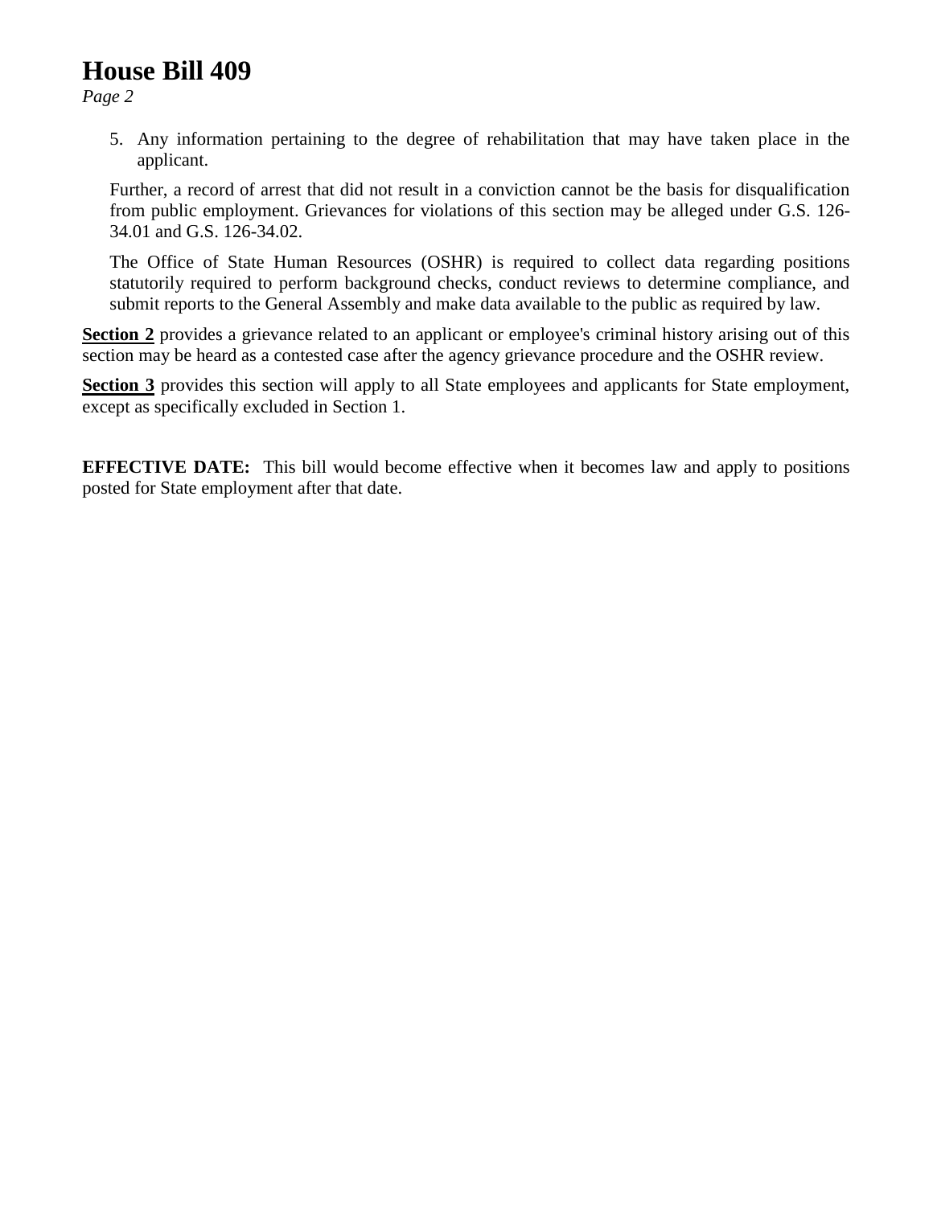5. Any information pertaining to the degree of rehabilitation that may have taken place in the applicant.

   Further, a record of arrest that did not result in a conviction cannot be the basis for disqualification from public employment. Grievances for violations of this section may be alleged under G.S. 126-34.01 and G.S. 126-34.02.

   The Office of State Human Resources (OSHR) is required to collect data regarding positions statutorily required to perform background checks, conduct reviews to determine compliance, and submit reports to the General Assembly and make data available to the public as required by law.

**Section 2** provides a grievance related to an applicant or employee's criminal history arising out of this section may be heard as a contested case after the agency grievance procedure and the OSHR review.

**Section 3** provides this section will apply to all State employees and applicants for State employment, except as specifically excluded in Section 1.

**EFFECTIVE DATE:** This bill would become effective when it becomes law and apply to positions posted for State employment after that date.